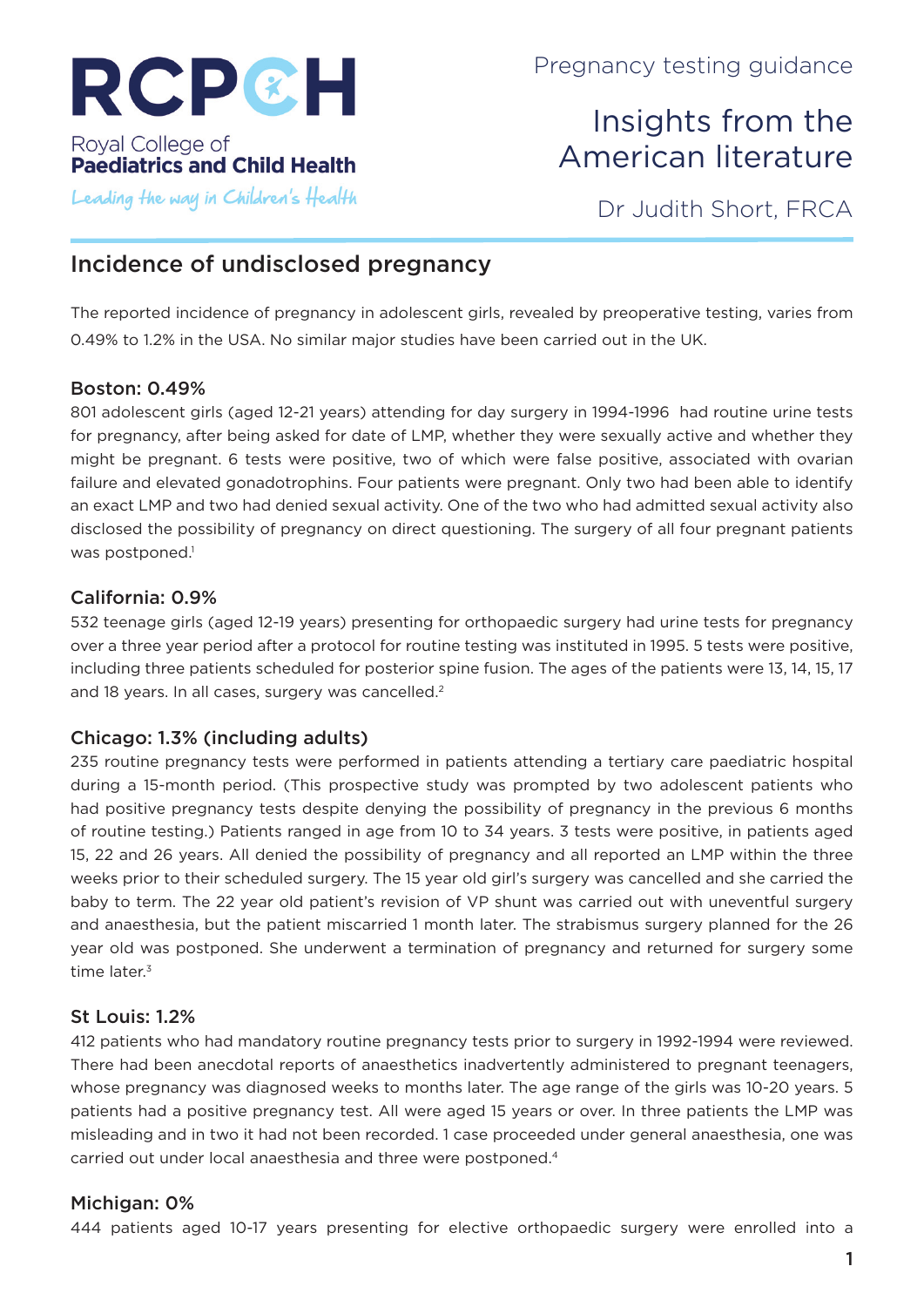RCPCH

Royal College of
**Paediatrics and Child Health**

*Leading the way in Children's Health*

Pregnancy testing guidance

# Insights from the American literature

Dr Judith Short, FRCA

## Incidence of undisclosed pregnancy

The reported incidence of pregnancy in adolescent girls, revealed by preoperative testing, varies from 0.49% to 1.2% in the USA. No similar major studies have been carried out in the UK.

### Boston: 0.49%

801 adolescent girls (aged 12-21 years) attending for day surgery in 1994-1996 had routine urine tests for pregnancy, after being asked for date of LMP, whether they were sexually active and whether they might be pregnant. 6 tests were positive, two of which were false positive, associated with ovarian failure and elevated gonadotrophins. Four patients were pregnant. Only two had been able to identify an exact LMP and two had denied sexual activity. One of the two who had admitted sexual activity also disclosed the possibility of pregnancy on direct questioning. The surgery of all four pregnant patients was postponed.[1]

### California: 0.9%

532 teenage girls (aged 12-19 years) presenting for orthopaedic surgery had urine tests for pregnancy over a three year period after a protocol for routine testing was instituted in 1995. 5 tests were positive, including three patients scheduled for posterior spine fusion. The ages of the patients were 13, 14, 15, 17 and 18 years. In all cases, surgery was cancelled.[2]

### Chicago: 1.3% (including adults)

235 routine pregnancy tests were performed in patients attending a tertiary care paediatric hospital during a 15-month period. (This prospective study was prompted by two adolescent patients who had positive pregnancy tests despite denying the possibility of pregnancy in the previous 6 months of routine testing.) Patients ranged in age from 10 to 34 years. 3 tests were positive, in patients aged 15, 22 and 26 years. All denied the possibility of pregnancy and all reported an LMP within the three weeks prior to their scheduled surgery. The 15 year old girl's surgery was cancelled and she carried the baby to term. The 22 year old patient's revision of VP shunt was carried out with uneventful surgery and anaesthesia, but the patient miscarried 1 month later. The strabismus surgery planned for the 26 year old was postponed. She underwent a termination of pregnancy and returned for surgery some time later.[3]

### St Louis: 1.2%

412 patients who had mandatory routine pregnancy tests prior to surgery in 1992-1994 were reviewed. There had been anecdotal reports of anaesthetics inadvertently administered to pregnant teenagers, whose pregnancy was diagnosed weeks to months later. The age range of the girls was 10-20 years. 5 patients had a positive pregnancy test. All were aged 15 years or over. In three patients the LMP was misleading and in two it had not been recorded. 1 case proceeded under general anaesthesia, one was carried out under local anaesthesia and three were postponed.[4]

### Michigan: 0%

444 patients aged 10-17 years presenting for elective orthopaedic surgery were enrolled into a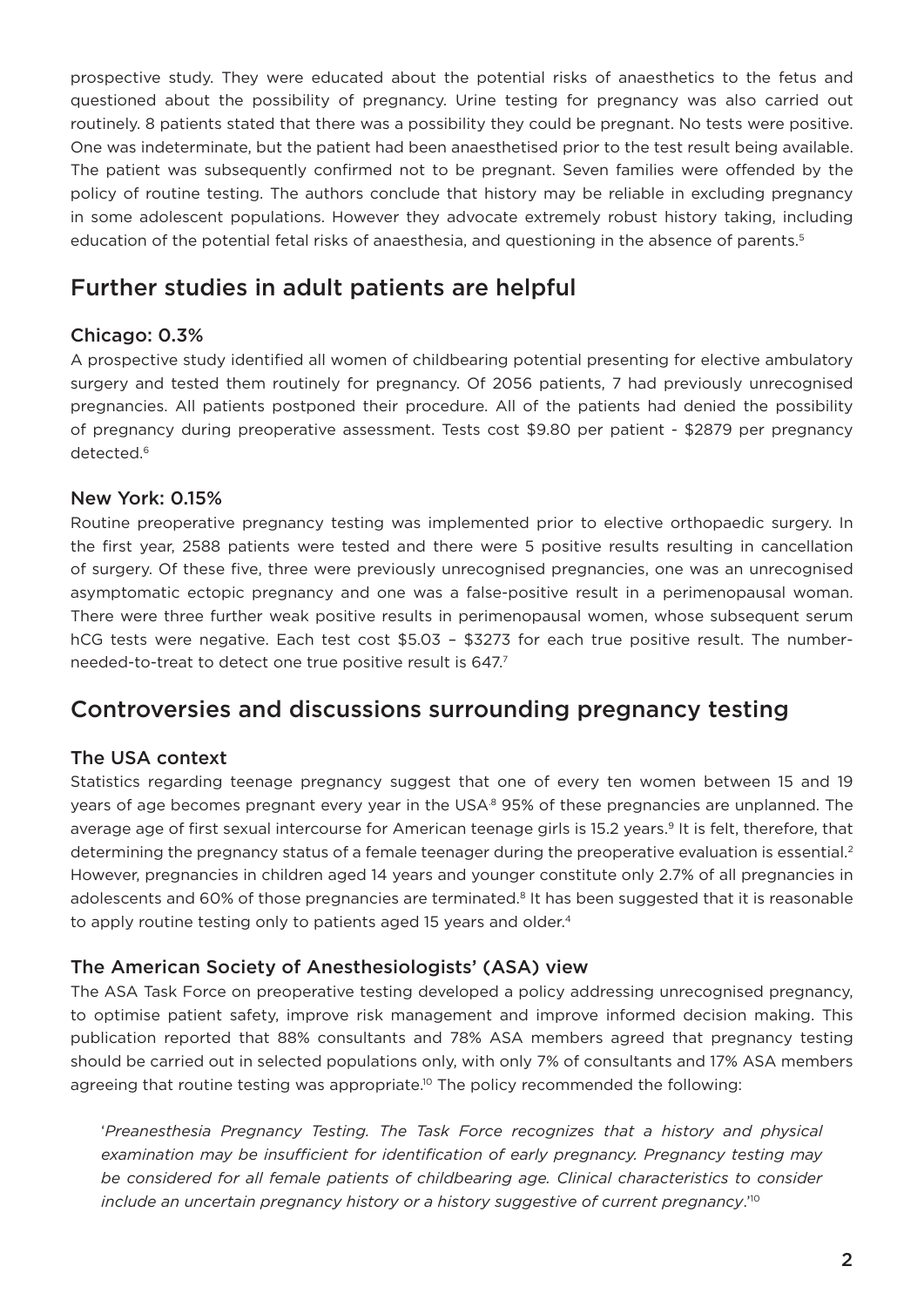prospective study. They were educated about the potential risks of anaesthetics to the fetus and questioned about the possibility of pregnancy. Urine testing for pregnancy was also carried out routinely. 8 patients stated that there was a possibility they could be pregnant. No tests were positive. One was indeterminate, but the patient had been anaesthetised prior to the test result being available. The patient was subsequently confirmed not to be pregnant. Seven families were offended by the policy of routine testing. The authors conclude that history may be reliable in excluding pregnancy in some adolescent populations. However they advocate extremely robust history taking, including education of the potential fetal risks of anaesthesia, and questioning in the absence of parents.[5]

## Further studies in adult patients are helpful

### Chicago: 0.3%

A prospective study identified all women of childbearing potential presenting for elective ambulatory surgery and tested them routinely for pregnancy. Of 2056 patients, 7 had previously unrecognised pregnancies. All patients postponed their procedure. All of the patients had denied the possibility of pregnancy during preoperative assessment. Tests cost $9.80 per patient - $2879 per pregnancy detected.[6]

### New York: 0.15%

Routine preoperative pregnancy testing was implemented prior to elective orthopaedic surgery. In the first year, 2588 patients were tested and there were 5 positive results resulting in cancellation of surgery. Of these five, three were previously unrecognised pregnancies, one was an unrecognised asymptomatic ectopic pregnancy and one was a false-positive result in a perimenopausal woman. There were three further weak positive results in perimenopausal women, whose subsequent serum hCG tests were negative. Each test cost $5.03 – $3273 for each true positive result. The number-needed-to-treat to detect one true positive result is 647.[7]

## Controversies and discussions surrounding pregnancy testing

### The USA context

Statistics regarding teenage pregnancy suggest that one of every ten women between 15 and 19 years of age becomes pregnant every year in the USA.[8] 95% of these pregnancies are unplanned. The average age of first sexual intercourse for American teenage girls is 15.2 years.[9] It is felt, therefore, that determining the pregnancy status of a female teenager during the preoperative evaluation is essential.[2] However, pregnancies in children aged 14 years and younger constitute only 2.7% of all pregnancies in adolescents and 60% of those pregnancies are terminated.[8] It has been suggested that it is reasonable to apply routine testing only to patients aged 15 years and older.[4]

### The American Society of Anesthesiologists' (ASA) view

The ASA Task Force on preoperative testing developed a policy addressing unrecognised pregnancy, to optimise patient safety, improve risk management and improve informed decision making. This publication reported that 88% consultants and 78% ASA members agreed that pregnancy testing should be carried out in selected populations only, with only 7% of consultants and 17% ASA members agreeing that routine testing was appropriate.[10] The policy recommended the following:

> '*Preanesthesia Pregnancy Testing. The Task Force recognizes that a history and physical examination may be insufficient for identification of early pregnancy. Pregnancy testing may be considered for all female patients of childbearing age. Clinical characteristics to consider include an uncertain pregnancy history or a history suggestive of current pregnancy*.'[10]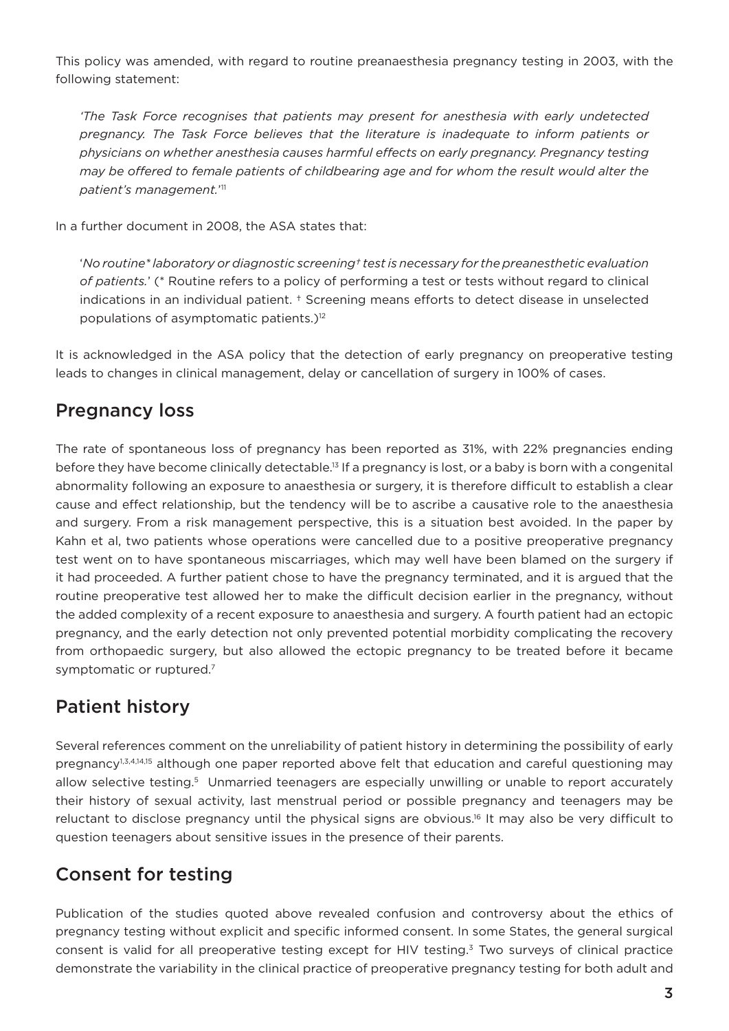This policy was amended, with regard to routine preanaesthesia pregnancy testing in 2003, with the following statement:

> *'The Task Force recognises that patients may present for anesthesia with early undetected pregnancy. The Task Force believes that the literature is inadequate to inform patients or physicians on whether anesthesia causes harmful effects on early pregnancy. Pregnancy testing may be offered to female patients of childbearing age and for whom the result would alter the patient's management.'*[11]

In a further document in 2008, the ASA states that:

> '*No routine\* laboratory or diagnostic screening† test is necessary for the preanesthetic evaluation of patients.*' (\* Routine refers to a policy of performing a test or tests without regard to clinical indications in an individual patient. † Screening means efforts to detect disease in unselected populations of asymptomatic patients.)[12]

It is acknowledged in the ASA policy that the detection of early pregnancy on preoperative testing leads to changes in clinical management, delay or cancellation of surgery in 100% of cases.

## Pregnancy loss

The rate of spontaneous loss of pregnancy has been reported as 31%, with 22% pregnancies ending before they have become clinically detectable.[13] If a pregnancy is lost, or a baby is born with a congenital abnormality following an exposure to anaesthesia or surgery, it is therefore difficult to establish a clear cause and effect relationship, but the tendency will be to ascribe a causative role to the anaesthesia and surgery. From a risk management perspective, this is a situation best avoided. In the paper by Kahn et al, two patients whose operations were cancelled due to a positive preoperative pregnancy test went on to have spontaneous miscarriages, which may well have been blamed on the surgery if it had proceeded. A further patient chose to have the pregnancy terminated, and it is argued that the routine preoperative test allowed her to make the difficult decision earlier in the pregnancy, without the added complexity of a recent exposure to anaesthesia and surgery. A fourth patient had an ectopic pregnancy, and the early detection not only prevented potential morbidity complicating the recovery from orthopaedic surgery, but also allowed the ectopic pregnancy to be treated before it became symptomatic or ruptured.[7]

## Patient history

Several references comment on the unreliability of patient history in determining the possibility of early pregnancy[1,3,4,14,15] although one paper reported above felt that education and careful questioning may allow selective testing.[5] Unmarried teenagers are especially unwilling or unable to report accurately their history of sexual activity, last menstrual period or possible pregnancy and teenagers may be reluctant to disclose pregnancy until the physical signs are obvious.[16] It may also be very difficult to question teenagers about sensitive issues in the presence of their parents.

## Consent for testing

Publication of the studies quoted above revealed confusion and controversy about the ethics of pregnancy testing without explicit and specific informed consent. In some States, the general surgical consent is valid for all preoperative testing except for HIV testing.[3] Two surveys of clinical practice demonstrate the variability in the clinical practice of preoperative pregnancy testing for both adult and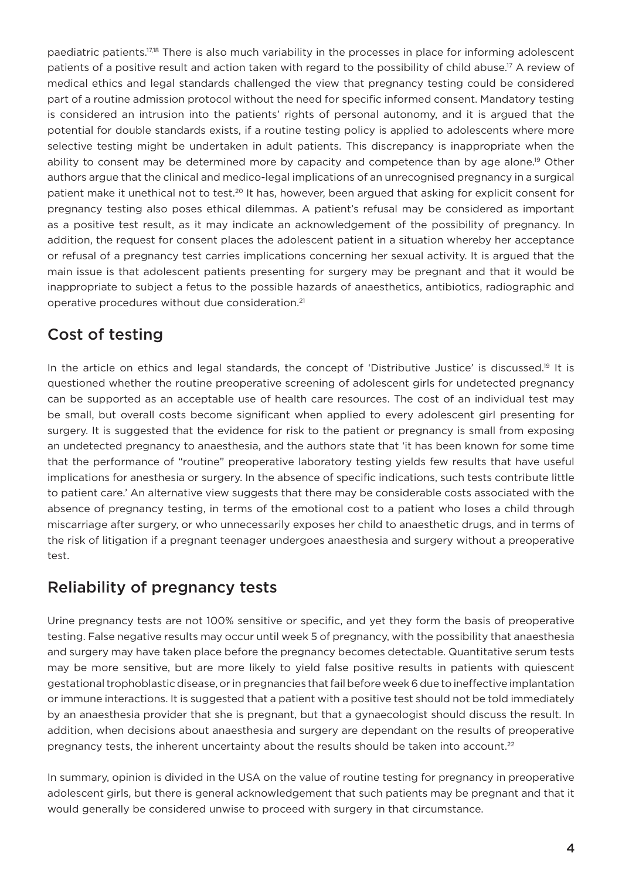paediatric patients.[17,18] There is also much variability in the processes in place for informing adolescent patients of a positive result and action taken with regard to the possibility of child abuse.[17] A review of medical ethics and legal standards challenged the view that pregnancy testing could be considered part of a routine admission protocol without the need for specific informed consent. Mandatory testing is considered an intrusion into the patients' rights of personal autonomy, and it is argued that the potential for double standards exists, if a routine testing policy is applied to adolescents where more selective testing might be undertaken in adult patients. This discrepancy is inappropriate when the ability to consent may be determined more by capacity and competence than by age alone.[19] Other authors argue that the clinical and medico-legal implications of an unrecognised pregnancy in a surgical patient make it unethical not to test.[20] It has, however, been argued that asking for explicit consent for pregnancy testing also poses ethical dilemmas. A patient's refusal may be considered as important as a positive test result, as it may indicate an acknowledgement of the possibility of pregnancy. In addition, the request for consent places the adolescent patient in a situation whereby her acceptance or refusal of a pregnancy test carries implications concerning her sexual activity. It is argued that the main issue is that adolescent patients presenting for surgery may be pregnant and that it would be inappropriate to subject a fetus to the possible hazards of anaesthetics, antibiotics, radiographic and operative procedures without due consideration.[21]

## Cost of testing

In the article on ethics and legal standards, the concept of 'Distributive Justice' is discussed.[19] It is questioned whether the routine preoperative screening of adolescent girls for undetected pregnancy can be supported as an acceptable use of health care resources. The cost of an individual test may be small, but overall costs become significant when applied to every adolescent girl presenting for surgery. It is suggested that the evidence for risk to the patient or pregnancy is small from exposing an undetected pregnancy to anaesthesia, and the authors state that 'it has been known for some time that the performance of "routine" preoperative laboratory testing yields few results that have useful implications for anesthesia or surgery. In the absence of specific indications, such tests contribute little to patient care.' An alternative view suggests that there may be considerable costs associated with the absence of pregnancy testing, in terms of the emotional cost to a patient who loses a child through miscarriage after surgery, or who unnecessarily exposes her child to anaesthetic drugs, and in terms of the risk of litigation if a pregnant teenager undergoes anaesthesia and surgery without a preoperative test.

## Reliability of pregnancy tests

Urine pregnancy tests are not 100% sensitive or specific, and yet they form the basis of preoperative testing. False negative results may occur until week 5 of pregnancy, with the possibility that anaesthesia and surgery may have taken place before the pregnancy becomes detectable. Quantitative serum tests may be more sensitive, but are more likely to yield false positive results in patients with quiescent gestational trophoblastic disease, or in pregnancies that fail before week 6 due to ineffective implantation or immune interactions. It is suggested that a patient with a positive test should not be told immediately by an anaesthesia provider that she is pregnant, but that a gynaecologist should discuss the result. In addition, when decisions about anaesthesia and surgery are dependant on the results of preoperative pregnancy tests, the inherent uncertainty about the results should be taken into account.[22]

In summary, opinion is divided in the USA on the value of routine testing for pregnancy in preoperative adolescent girls, but there is general acknowledgement that such patients may be pregnant and that it would generally be considered unwise to proceed with surgery in that circumstance.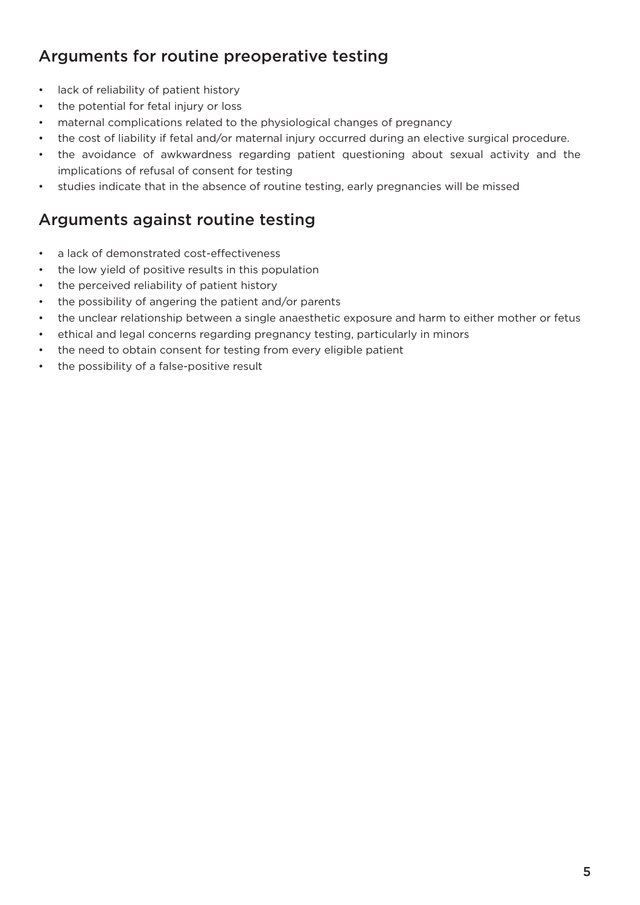## Arguments for routine preoperative testing

- lack of reliability of patient history
- the potential for fetal injury or loss
- maternal complications related to the physiological changes of pregnancy
- the cost of liability if fetal and/or maternal injury occurred during an elective surgical procedure.
- the avoidance of awkwardness regarding patient questioning about sexual activity and the implications of refusal of consent for testing
- studies indicate that in the absence of routine testing, early pregnancies will be missed

## Arguments against routine testing

- a lack of demonstrated cost-effectiveness
- the low yield of positive results in this population
- the perceived reliability of patient history
- the possibility of angering the patient and/or parents
- the unclear relationship between a single anaesthetic exposure and harm to either mother or fetus
- ethical and legal concerns regarding pregnancy testing, particularly in minors
- the need to obtain consent for testing from every eligible patient
- the possibility of a false-positive result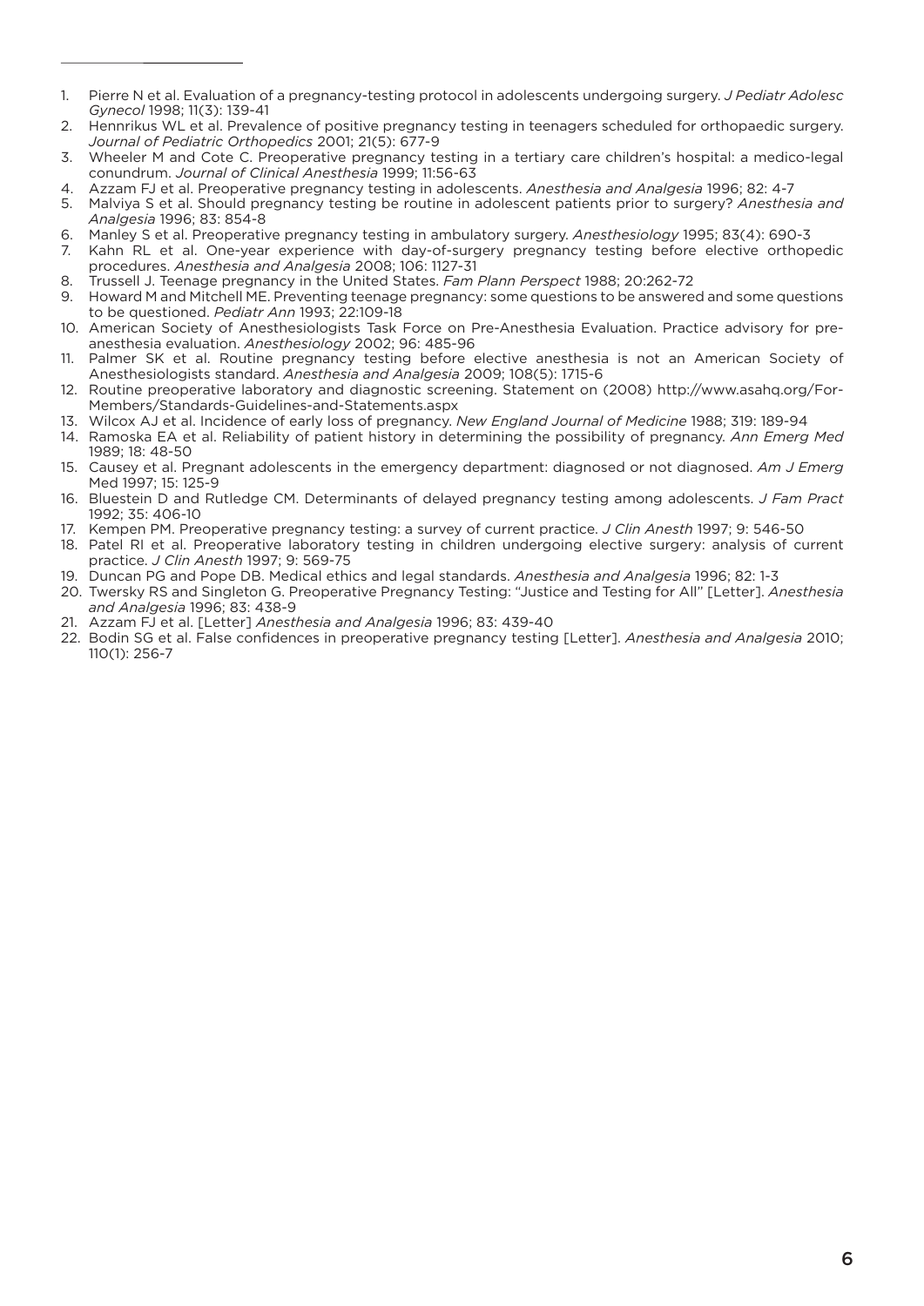1. Pierre N et al. Evaluation of a pregnancy-testing protocol in adolescents undergoing surgery. *J Pediatr Adolesc Gynecol* 1998; 11(3): 139-41
2. Hennrikus WL et al. Prevalence of positive pregnancy testing in teenagers scheduled for orthopaedic surgery. *Journal of Pediatric Orthopedics* 2001; 21(5): 677-9
3. Wheeler M and Cote C. Preoperative pregnancy testing in a tertiary care children's hospital: a medico-legal conundrum. *Journal of Clinical Anesthesia* 1999; 11:56-63
4. Azzam FJ et al. Preoperative pregnancy testing in adolescents. *Anesthesia and Analgesia* 1996; 82: 4-7
5. Malviya S et al. Should pregnancy testing be routine in adolescent patients prior to surgery? *Anesthesia and Analgesia* 1996; 83: 854-8
6. Manley S et al. Preoperative pregnancy testing in ambulatory surgery. *Anesthesiology* 1995; 83(4): 690-3
7. Kahn RL et al. One-year experience with day-of-surgery pregnancy testing before elective orthopedic procedures. *Anesthesia and Analgesia* 2008; 106: 1127-31
8. Trussell J. Teenage pregnancy in the United States. *Fam Plann Perspect* 1988; 20:262-72
9. Howard M and Mitchell ME. Preventing teenage pregnancy: some questions to be answered and some questions to be questioned. *Pediatr Ann* 1993; 22:109-18
10. American Society of Anesthesiologists Task Force on Pre-Anesthesia Evaluation. Practice advisory for pre-anesthesia evaluation. *Anesthesiology* 2002; 96: 485-96
11. Palmer SK et al. Routine pregnancy testing before elective anesthesia is not an American Society of Anesthesiologists standard. *Anesthesia and Analgesia* 2009; 108(5): 1715-6
12. Routine preoperative laboratory and diagnostic screening. Statement on (2008) http://www.asahq.org/For-Members/Standards-Guidelines-and-Statements.aspx
13. Wilcox AJ et al. Incidence of early loss of pregnancy. *New England Journal of Medicine* 1988; 319: 189-94
14. Ramoska EA et al. Reliability of patient history in determining the possibility of pregnancy. *Ann Emerg Med* 1989; 18: 48-50
15. Causey et al. Pregnant adolescents in the emergency department: diagnosed or not diagnosed. *Am J Emerg* Med 1997; 15: 125-9
16. Bluestein D and Rutledge CM. Determinants of delayed pregnancy testing among adolescents. *J Fam Pract* 1992; 35: 406-10
17. Kempen PM. Preoperative pregnancy testing: a survey of current practice. *J Clin Anesth* 1997; 9: 546-50
18. Patel RI et al. Preoperative laboratory testing in children undergoing elective surgery: analysis of current practice. *J Clin Anesth* 1997; 9: 569-75
19. Duncan PG and Pope DB. Medical ethics and legal standards. *Anesthesia and Analgesia* 1996; 82: 1-3
20. Twersky RS and Singleton G. Preoperative Pregnancy Testing: "Justice and Testing for All" [Letter]. *Anesthesia and Analgesia* 1996; 83: 438-9
21. Azzam FJ et al. [Letter] *Anesthesia and Analgesia* 1996; 83: 439-40
22. Bodin SG et al. False confidences in preoperative pregnancy testing [Letter]. *Anesthesia and Analgesia* 2010; 110(1): 256-7